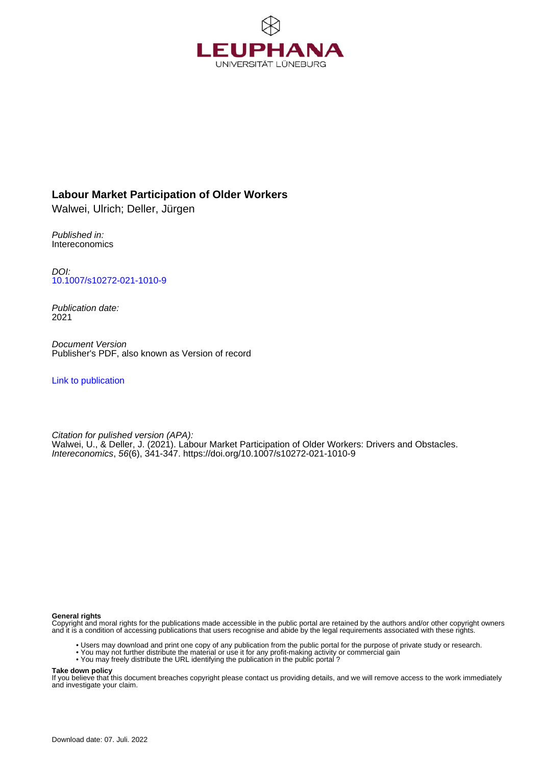LEUPHANA
UNIVERSITÄT LÜNEBURG

**Labour Market Participation of Older Workers**
Walwei, Ulrich; Deller, Jürgen

*Published in:*
Intereconomics

*DOI:*
10.1007/s10272-021-1010-9

*Publication date:*
2021

*Document Version*
Publisher's PDF, also known as Version of record

Link to publication

*Citation for pulished version (APA):*
Walwei, U., & Deller, J. (2021). Labour Market Participation of Older Workers: Drivers and Obstacles. *Intereconomics*, *56*(6), 341-347. https://doi.org/10.1007/s10272-021-1010-9

**General rights**
Copyright and moral rights for the publications made accessible in the public portal are retained by the authors and/or other copyright owners and it is a condition of accessing publications that users recognise and abide by the legal requirements associated with these rights.

- Users may download and print one copy of any publication from the public portal for the purpose of private study or research.
- You may not further distribute the material or use it for any profit-making activity or commercial gain
- You may freely distribute the URL identifying the publication in the public portal ?

**Take down policy**
If you believe that this document breaches copyright please contact us providing details, and we will remove access to the work immediately and investigate your claim.

Download date: 07. Juli. 2022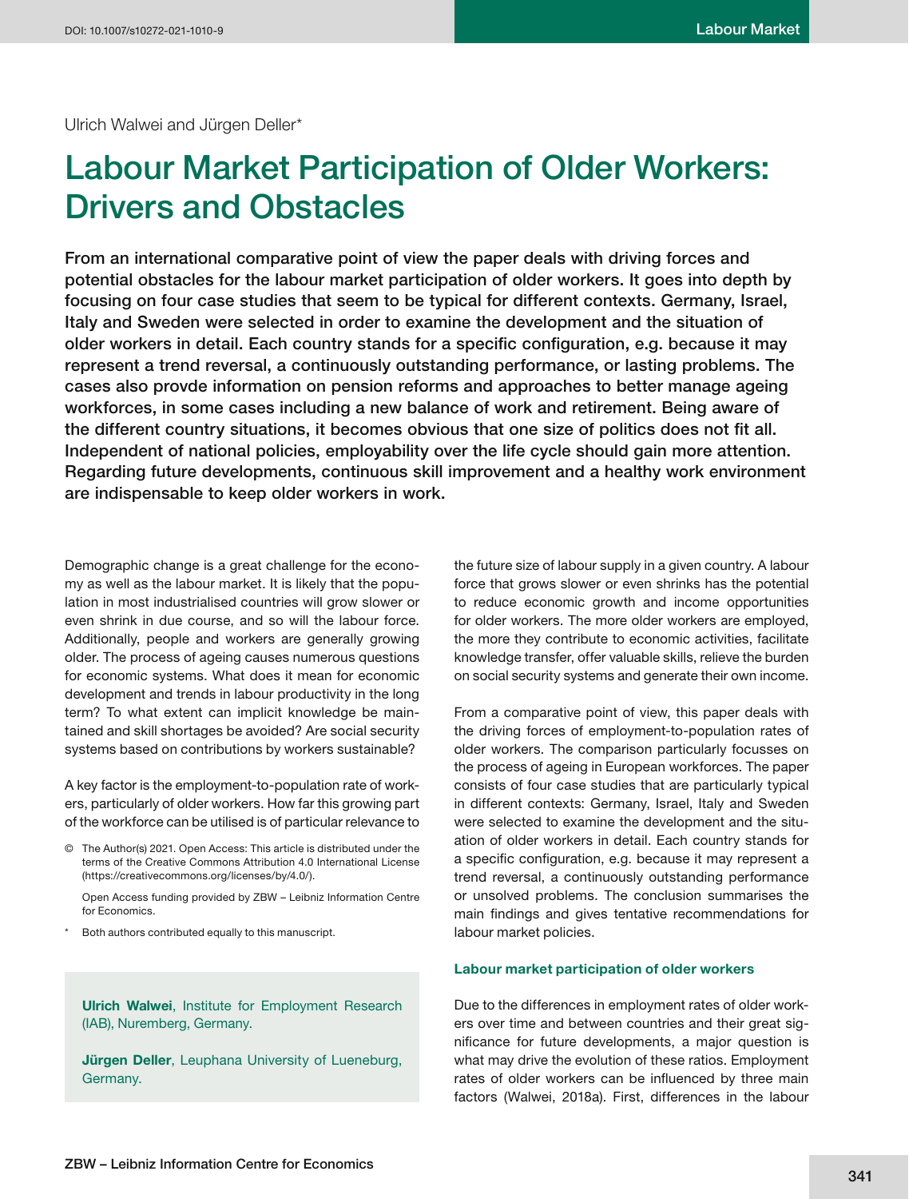Ulrich Walwei and Jürgen Deller*

# Labour Market Participation of Older Workers: Drivers and Obstacles

**From an international comparative point of view the paper deals with driving forces and potential obstacles for the labour market participation of older workers. It goes into depth by focusing on four case studies that seem to be typical for different contexts. Germany, Israel, Italy and Sweden were selected in order to examine the development and the situation of older workers in detail. Each country stands for a specific configuration, e.g. because it may represent a trend reversal, a continuously outstanding performance, or lasting problems. The cases also provde information on pension reforms and approaches to better manage ageing workforces, in some cases including a new balance of work and retirement. Being aware of the different country situations, it becomes obvious that one size of politics does not fit all. Independent of national policies, employability over the life cycle should gain more attention. Regarding future developments, continuous skill improvement and a healthy work environment are indispensable to keep older workers in work.**

Demographic change is a great challenge for the economy as well as the labour market. It is likely that the population in most industrialised countries will grow slower or even shrink in due course, and so will the labour force. Additionally, people and workers are generally growing older. The process of ageing causes numerous questions for economic systems. What does it mean for economic development and trends in labour productivity in the long term? To what extent can implicit knowledge be maintained and skill shortages be avoided? Are social security systems based on contributions by workers sustainable?

A key factor is the employment-to-population rate of workers, particularly of older workers. How far this growing part of the workforce can be utilised is of particular relevance to the future size of labour supply in a given country. A labour force that grows slower or even shrinks has the potential to reduce economic growth and income opportunities for older workers. The more older workers are employed, the more they contribute to economic activities, facilitate knowledge transfer, offer valuable skills, relieve the burden on social security systems and generate their own income.

From a comparative point of view, this paper deals with the driving forces of employment-to-population rates of older workers. The comparison particularly focusses on the process of ageing in European workforces. The paper consists of four case studies that are particularly typical in different contexts: Germany, Israel, Italy and Sweden were selected to examine the development and the situation of older workers in detail. Each country stands for a specific configuration, e.g. because it may represent a trend reversal, a continuously outstanding performance or unsolved problems. The conclusion summarises the main findings and gives tentative recommendations for labour market policies.

© The Author(s) 2021. Open Access: This article is distributed under the terms of the Creative Commons Attribution 4.0 International License (https://creativecommons.org/licenses/by/4.0/).

Open Access funding provided by ZBW – Leibniz Information Centre for Economics.

\* Both authors contributed equally to this manuscript.

**Ulrich Walwei**, Institute for Employment Research (IAB), Nuremberg, Germany.

**Jürgen Deller**, Leuphana University of Lueneburg, Germany.

### Labour market participation of older workers

Due to the differences in employment rates of older workers over time and between countries and their great significance for future developments, a major question is what may drive the evolution of these ratios. Employment rates of older workers can be influenced by three main factors (Walwei, 2018a). First, differences in the labour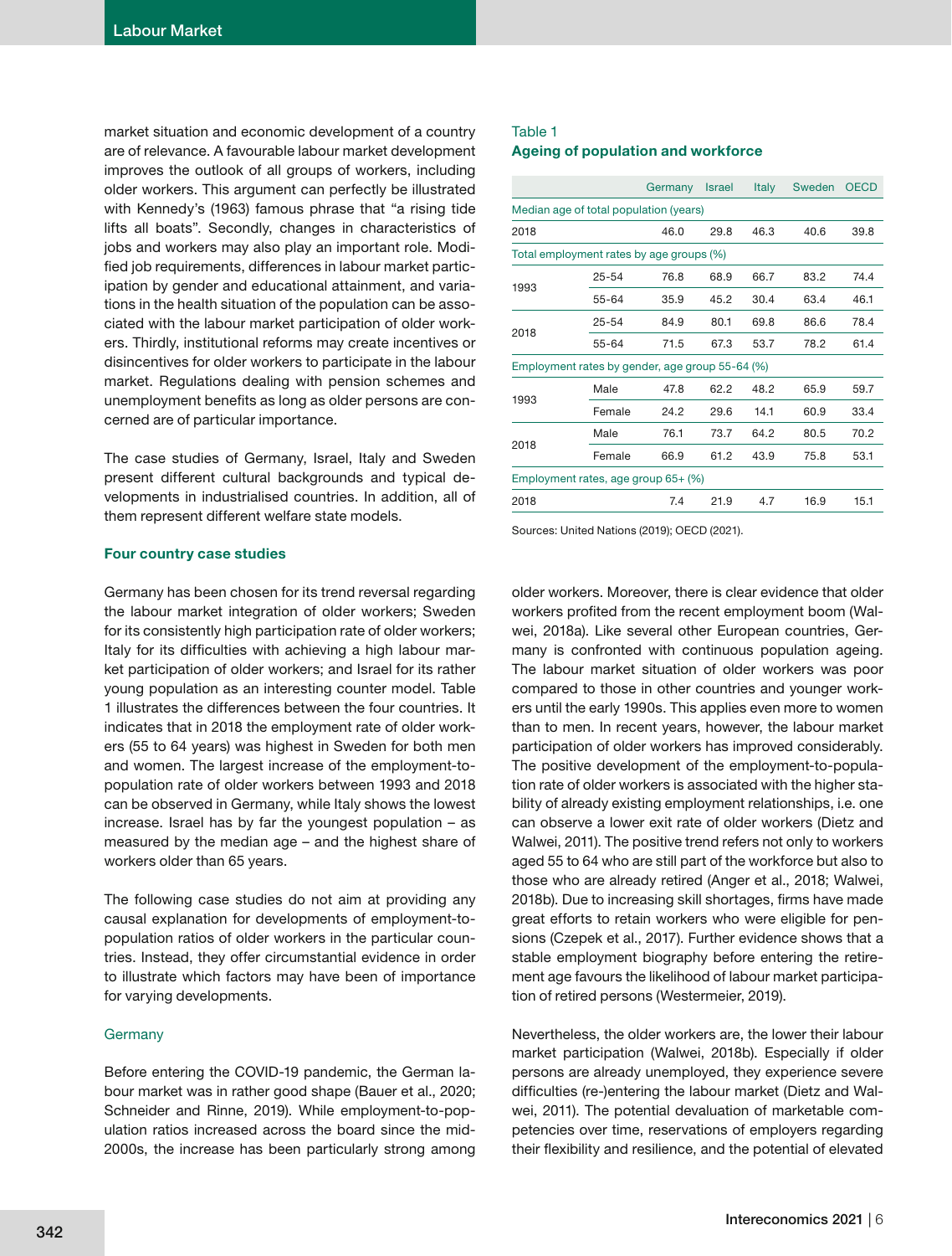market situation and economic development of a country are of relevance. A favourable labour market development improves the outlook of all groups of workers, including older workers. This argument can perfectly be illustrated with Kennedy's (1963) famous phrase that "a rising tide lifts all boats". Secondly, changes in characteristics of jobs and workers may also play an important role. Modified job requirements, differences in labour market participation by gender and educational attainment, and variations in the health situation of the population can be associated with the labour market participation of older workers. Thirdly, institutional reforms may create incentives or disincentives for older workers to participate in the labour market. Regulations dealing with pension schemes and unemployment benefits as long as older persons are concerned are of particular importance.

The case studies of Germany, Israel, Italy and Sweden present different cultural backgrounds and typical developments in industrialised countries. In addition, all of them represent different welfare state models.

### Four country case studies

Germany has been chosen for its trend reversal regarding the labour market integration of older workers; Sweden for its consistently high participation rate of older workers; Italy for its difficulties with achieving a high labour market participation of older workers; and Israel for its rather young population as an interesting counter model. Table 1 illustrates the differences between the four countries. It indicates that in 2018 the employment rate of older workers (55 to 64 years) was highest in Sweden for both men and women. The largest increase of the employment-to-population rate of older workers between 1993 and 2018 can be observed in Germany, while Italy shows the lowest increase. Israel has by far the youngest population – as measured by the median age – and the highest share of workers older than 65 years.

The following case studies do not aim at providing any causal explanation for developments of employment-to-population ratios of older workers in the particular countries. Instead, they offer circumstantial evidence in order to illustrate which factors may have been of importance for varying developments.

Table 1
**Ageing of population and workforce**

| | | Germany | Israel | Italy | Sweden | OECD |
|---|---|---|---|---|---|---|
| Median age of total population (years) | | | | | | |
| 2018 | | 46.0 | 29.8 | 46.3 | 40.6 | 39.8 |
| Total employment rates by age groups (%) | | | | | | |
| 1993 | 25-54 | 76.8 | 68.9 | 66.7 | 83.2 | 74.4 |
| | 55-64 | 35.9 | 45.2 | 30.4 | 63.4 | 46.1 |
| 2018 | 25-54 | 84.9 | 80.1 | 69.8 | 86.6 | 78.4 |
| | 55-64 | 71.5 | 67.3 | 53.7 | 78.2 | 61.4 |
| Employment rates by gender, age group 55-64 (%) | | | | | | |
| 1993 | Male | 47.8 | 62.2 | 48.2 | 65.9 | 59.7 |
| | Female | 24.2 | 29.6 | 14.1 | 60.9 | 33.4 |
| 2018 | Male | 76.1 | 73.7 | 64.2 | 80.5 | 70.2 |
| | Female | 66.9 | 61.2 | 43.9 | 75.8 | 53.1 |
| Employment rates, age group 65+ (%) | | | | | | |
| 2018 | | 7.4 | 21.9 | 4.7 | 16.9 | 15.1 |

Sources: United Nations (2019); OECD (2021).

#### Germany

Before entering the COVID-19 pandemic, the German labour market was in rather good shape (Bauer et al., 2020; Schneider and Rinne, 2019). While employment-to-population ratios increased across the board since the mid-2000s, the increase has been particularly strong among older workers. Moreover, there is clear evidence that older workers profited from the recent employment boom (Walwei, 2018a). Like several other European countries, Germany is confronted with continuous population ageing. The labour market situation of older workers was poor compared to those in other countries and younger workers until the early 1990s. This applies even more to women than to men. In recent years, however, the labour market participation of older workers has improved considerably. The positive development of the employment-to-population rate of older workers is associated with the higher stability of already existing employment relationships, i.e. one can observe a lower exit rate of older workers (Dietz and Walwei, 2011). The positive trend refers not only to workers aged 55 to 64 who are still part of the workforce but also to those who are already retired (Anger et al., 2018; Walwei, 2018b). Due to increasing skill shortages, firms have made great efforts to retain workers who were eligible for pensions (Czepek et al., 2017). Further evidence shows that a stable employment biography before entering the retirement age favours the likelihood of labour market participation of retired persons (Westermeier, 2019).

Nevertheless, the older workers are, the lower their labour market participation (Walwei, 2018b). Especially if older persons are already unemployed, they experience severe difficulties (re-)entering the labour market (Dietz and Walwei, 2011). The potential devaluation of marketable competencies over time, reservations of employers regarding their flexibility and resilience, and the potential of elevated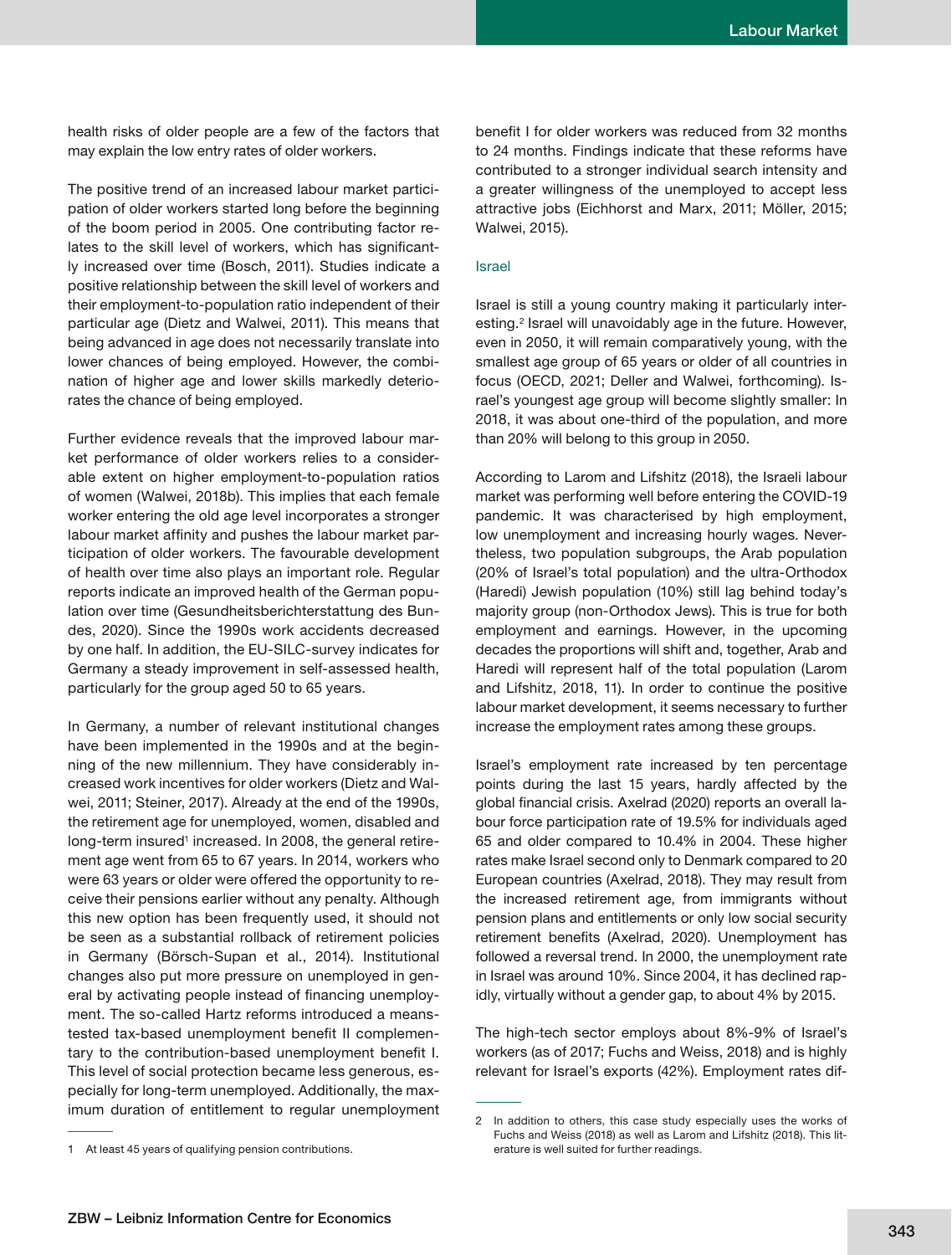health risks of older people are a few of the factors that may explain the low entry rates of older workers.

The positive trend of an increased labour market participation of older workers started long before the beginning of the boom period in 2005. One contributing factor relates to the skill level of workers, which has significantly increased over time (Bosch, 2011). Studies indicate a positive relationship between the skill level of workers and their employment-to-population ratio independent of their particular age (Dietz and Walwei, 2011). This means that being advanced in age does not necessarily translate into lower chances of being employed. However, the combination of higher age and lower skills markedly deteriorates the chance of being employed.

Further evidence reveals that the improved labour market performance of older workers relies to a considerable extent on higher employment-to-population ratios of women (Walwei, 2018b). This implies that each female worker entering the old age level incorporates a stronger labour market affinity and pushes the labour market participation of older workers. The favourable development of health over time also plays an important role. Regular reports indicate an improved health of the German population over time (Gesundheitsberichterstattung des Bundes, 2020). Since the 1990s work accidents decreased by one half. In addition, the EU-SILC-survey indicates for Germany a steady improvement in self-assessed health, particularly for the group aged 50 to 65 years.

In Germany, a number of relevant institutional changes have been implemented in the 1990s and at the beginning of the new millennium. They have considerably increased work incentives for older workers (Dietz and Walwei, 2011; Steiner, 2017). Already at the end of the 1990s, the retirement age for unemployed, women, disabled and long-term insured[1] increased. In 2008, the general retirement age went from 65 to 67 years. In 2014, workers who were 63 years or older were offered the opportunity to receive their pensions earlier without any penalty. Although this new option has been frequently used, it should not be seen as a substantial rollback of retirement policies in Germany (Börsch-Supan et al., 2014). Institutional changes also put more pressure on unemployed in general by activating people instead of financing unemployment. The so-called Hartz reforms introduced a means-tested tax-based unemployment benefit II complementary to the contribution-based unemployment benefit I. This level of social protection became less generous, especially for long-term unemployed. Additionally, the maximum duration of entitlement to regular unemployment benefit I for older workers was reduced from 32 months to 24 months. Findings indicate that these reforms have contributed to a stronger individual search intensity and a greater willingness of the unemployed to accept less attractive jobs (Eichhorst and Marx, 2011; Möller, 2015; Walwei, 2015).

### Israel

Israel is still a young country making it particularly interesting.[2] Israel will unavoidably age in the future. However, even in 2050, it will remain comparatively young, with the smallest age group of 65 years or older of all countries in focus (OECD, 2021; Deller and Walwei, forthcoming). Israel's youngest age group will become slightly smaller: In 2018, it was about one-third of the population, and more than 20% will belong to this group in 2050.

According to Larom and Lifshitz (2018), the Israeli labour market was performing well before entering the COVID-19 pandemic. It was characterised by high employment, low unemployment and increasing hourly wages. Nevertheless, two population subgroups, the Arab population (20% of Israel's total population) and the ultra-Orthodox (Haredi) Jewish population (10%) still lag behind today's majority group (non-Orthodox Jews). This is true for both employment and earnings. However, in the upcoming decades the proportions will shift and, together, Arab and Haredi will represent half of the total population (Larom and Lifshitz, 2018, 11). In order to continue the positive labour market development, it seems necessary to further increase the employment rates among these groups.

Israel's employment rate increased by ten percentage points during the last 15 years, hardly affected by the global financial crisis. Axelrad (2020) reports an overall labour force participation rate of 19.5% for individuals aged 65 and older compared to 10.4% in 2004. These higher rates make Israel second only to Denmark compared to 20 European countries (Axelrad, 2018). They may result from the increased retirement age, from immigrants without pension plans and entitlements or only low social security retirement benefits (Axelrad, 2020). Unemployment has followed a reversal trend. In 2000, the unemployment rate in Israel was around 10%. Since 2004, it has declined rapidly, virtually without a gender gap, to about 4% by 2015.

The high-tech sector employs about 8%-9% of Israel's workers (as of 2017; Fuchs and Weiss, 2018) and is highly relevant for Israel's exports (42%). Employment rates dif-

---

1 At least 45 years of qualifying pension contributions.

2 In addition to others, this case study especially uses the works of Fuchs and Weiss (2018) as well as Larom and Lifshitz (2018). This literature is well suited for further readings.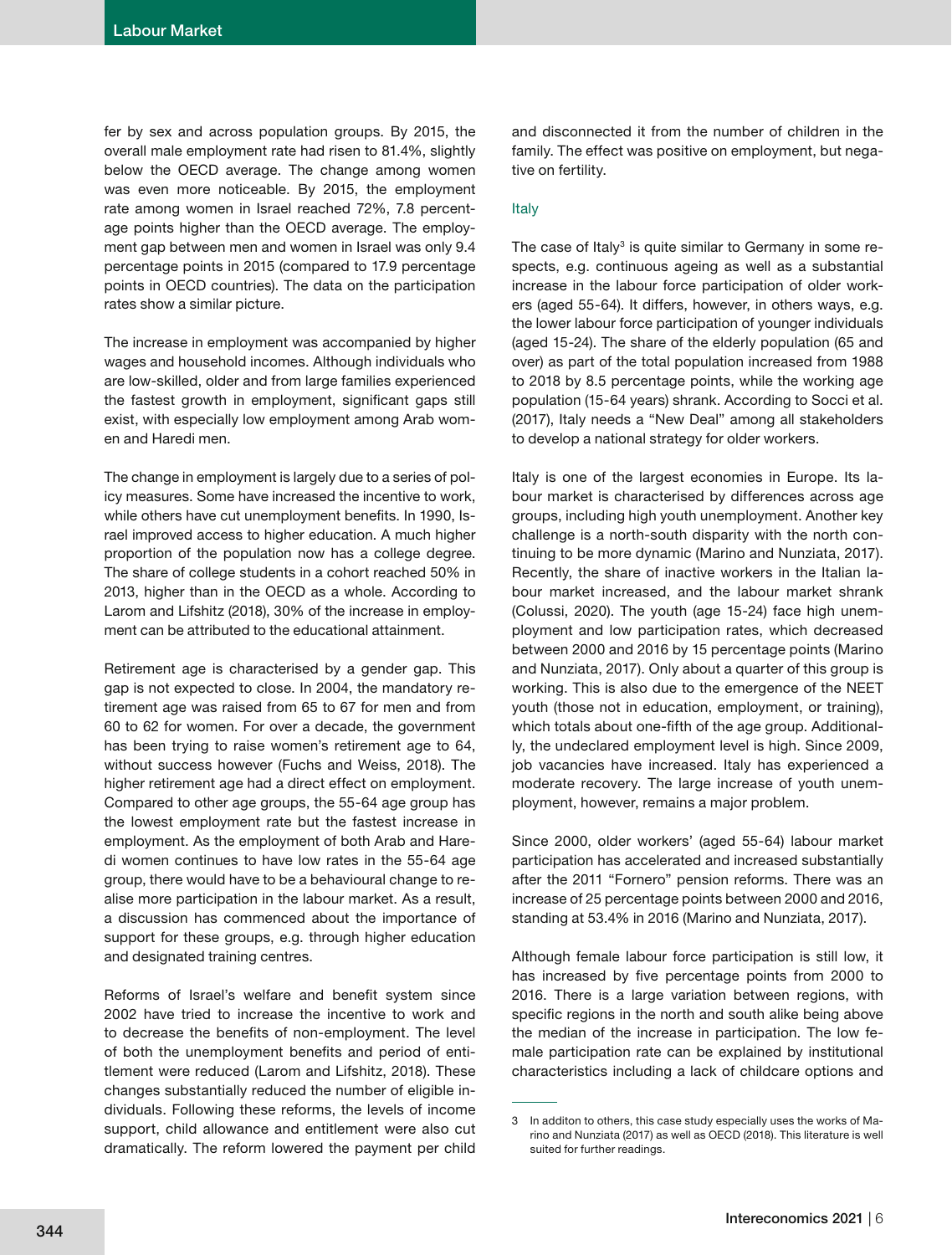fer by sex and across population groups. By 2015, the overall male employment rate had risen to 81.4%, slightly below the OECD average. The change among women was even more noticeable. By 2015, the employment rate among women in Israel reached 72%, 7.8 percentage points higher than the OECD average. The employment gap between men and women in Israel was only 9.4 percentage points in 2015 (compared to 17.9 percentage points in OECD countries). The data on the participation rates show a similar picture.

The increase in employment was accompanied by higher wages and household incomes. Although individuals who are low-skilled, older and from large families experienced the fastest growth in employment, significant gaps still exist, with especially low employment among Arab women and Haredi men.

The change in employment is largely due to a series of policy measures. Some have increased the incentive to work, while others have cut unemployment benefits. In 1990, Israel improved access to higher education. A much higher proportion of the population now has a college degree. The share of college students in a cohort reached 50% in 2013, higher than in the OECD as a whole. According to Larom and Lifshitz (2018), 30% of the increase in employment can be attributed to the educational attainment.

Retirement age is characterised by a gender gap. This gap is not expected to close. In 2004, the mandatory retirement age was raised from 65 to 67 for men and from 60 to 62 for women. For over a decade, the government has been trying to raise women's retirement age to 64, without success however (Fuchs and Weiss, 2018). The higher retirement age had a direct effect on employment. Compared to other age groups, the 55-64 age group has the lowest employment rate but the fastest increase in employment. As the employment of both Arab and Haredi women continues to have low rates in the 55-64 age group, there would have to be a behavioural change to realise more participation in the labour market. As a result, a discussion has commenced about the importance of support for these groups, e.g. through higher education and designated training centres.

Reforms of Israel's welfare and benefit system since 2002 have tried to increase the incentive to work and to decrease the benefits of non-employment. The level of both the unemployment benefits and period of entitlement were reduced (Larom and Lifshitz, 2018). These changes substantially reduced the number of eligible individuals. Following these reforms, the levels of income support, child allowance and entitlement were also cut dramatically. The reform lowered the payment per child and disconnected it from the number of children in the family. The effect was positive on employment, but negative on fertility.

### Italy

The case of Italy[3] is quite similar to Germany in some respects, e.g. continuous ageing as well as a substantial increase in the labour force participation of older workers (aged 55-64). It differs, however, in others ways, e.g. the lower labour force participation of younger individuals (aged 15-24). The share of the elderly population (65 and over) as part of the total population increased from 1988 to 2018 by 8.5 percentage points, while the working age population (15-64 years) shrank. According to Socci et al. (2017), Italy needs a "New Deal" among all stakeholders to develop a national strategy for older workers.

Italy is one of the largest economies in Europe. Its labour market is characterised by differences across age groups, including high youth unemployment. Another key challenge is a north-south disparity with the north continuing to be more dynamic (Marino and Nunziata, 2017). Recently, the share of inactive workers in the Italian labour market increased, and the labour market shrank (Colussi, 2020). The youth (age 15-24) face high unemployment and low participation rates, which decreased between 2000 and 2016 by 15 percentage points (Marino and Nunziata, 2017). Only about a quarter of this group is working. This is also due to the emergence of the NEET youth (those not in education, employment, or training), which totals about one-fifth of the age group. Additionally, the undeclared employment level is high. Since 2009, job vacancies have increased. Italy has experienced a moderate recovery. The large increase of youth unemployment, however, remains a major problem.

Since 2000, older workers' (aged 55-64) labour market participation has accelerated and increased substantially after the 2011 "Fornero" pension reforms. There was an increase of 25 percentage points between 2000 and 2016, standing at 53.4% in 2016 (Marino and Nunziata, 2017).

Although female labour force participation is still low, it has increased by five percentage points from 2000 to 2016. There is a large variation between regions, with specific regions in the north and south alike being above the median of the increase in participation. The low female participation rate can be explained by institutional characteristics including a lack of childcare options and

---

3 In additon to others, this case study especially uses the works of Marino and Nunziata (2017) as well as OECD (2018). This literature is well suited for further readings.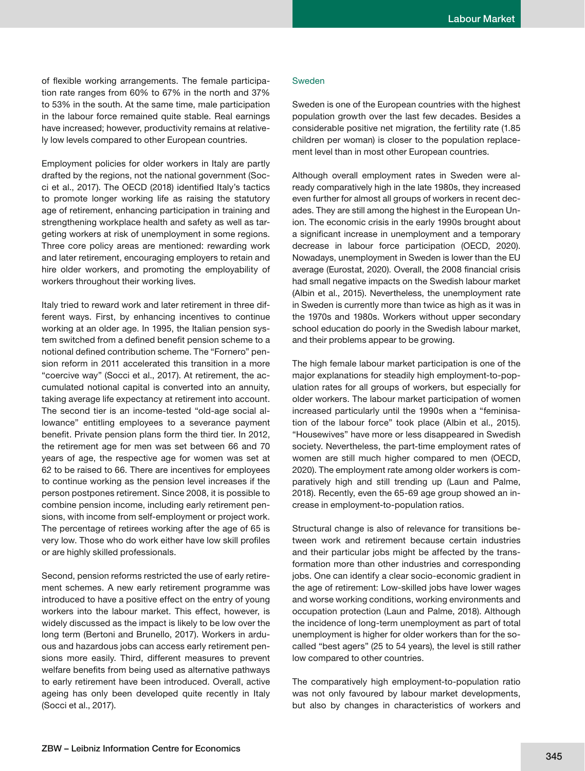of flexible working arrangements. The female participation rate ranges from 60% to 67% in the north and 37% to 53% in the south. At the same time, male participation in the labour force remained quite stable. Real earnings have increased; however, productivity remains at relatively low levels compared to other European countries.

Employment policies for older workers in Italy are partly drafted by the regions, not the national government (Socci et al., 2017). The OECD (2018) identified Italy's tactics to promote longer working life as raising the statutory age of retirement, enhancing participation in training and strengthening workplace health and safety as well as targeting workers at risk of unemployment in some regions. Three core policy areas are mentioned: rewarding work and later retirement, encouraging employers to retain and hire older workers, and promoting the employability of workers throughout their working lives.

Italy tried to reward work and later retirement in three different ways. First, by enhancing incentives to continue working at an older age. In 1995, the Italian pension system switched from a defined benefit pension scheme to a notional defined contribution scheme. The "Fornero" pension reform in 2011 accelerated this transition in a more "coercive way" (Socci et al., 2017). At retirement, the accumulated notional capital is converted into an annuity, taking average life expectancy at retirement into account. The second tier is an income-tested "old-age social allowance" entitling employees to a severance payment benefit. Private pension plans form the third tier. In 2012, the retirement age for men was set between 66 and 70 years of age, the respective age for women was set at 62 to be raised to 66. There are incentives for employees to continue working as the pension level increases if the person postpones retirement. Since 2008, it is possible to combine pension income, including early retirement pensions, with income from self-employment or project work. The percentage of retirees working after the age of 65 is very low. Those who do work either have low skill profiles or are highly skilled professionals.

Second, pension reforms restricted the use of early retirement schemes. A new early retirement programme was introduced to have a positive effect on the entry of young workers into the labour market. This effect, however, is widely discussed as the impact is likely to be low over the long term (Bertoni and Brunello, 2017). Workers in arduous and hazardous jobs can access early retirement pensions more easily. Third, different measures to prevent welfare benefits from being used as alternative pathways to early retirement have been introduced. Overall, active ageing has only been developed quite recently in Italy (Socci et al., 2017).

### Sweden

Sweden is one of the European countries with the highest population growth over the last few decades. Besides a considerable positive net migration, the fertility rate (1.85 children per woman) is closer to the population replacement level than in most other European countries.

Although overall employment rates in Sweden were already comparatively high in the late 1980s, they increased even further for almost all groups of workers in recent decades. They are still among the highest in the European Union. The economic crisis in the early 1990s brought about a significant increase in unemployment and a temporary decrease in labour force participation (OECD, 2020). Nowadays, unemployment in Sweden is lower than the EU average (Eurostat, 2020). Overall, the 2008 financial crisis had small negative impacts on the Swedish labour market (Albin et al., 2015). Nevertheless, the unemployment rate in Sweden is currently more than twice as high as it was in the 1970s and 1980s. Workers without upper secondary school education do poorly in the Swedish labour market, and their problems appear to be growing.

The high female labour market participation is one of the major explanations for steadily high employment-to-population rates for all groups of workers, but especially for older workers. The labour market participation of women increased particularly until the 1990s when a "feminisation of the labour force" took place (Albin et al., 2015). "Housewives" have more or less disappeared in Swedish society. Nevertheless, the part-time employment rates of women are still much higher compared to men (OECD, 2020). The employment rate among older workers is comparatively high and still trending up (Laun and Palme, 2018). Recently, even the 65-69 age group showed an increase in employment-to-population ratios.

Structural change is also of relevance for transitions between work and retirement because certain industries and their particular jobs might be affected by the transformation more than other industries and corresponding jobs. One can identify a clear socio-economic gradient in the age of retirement: Low-skilled jobs have lower wages and worse working conditions, working environments and occupation protection (Laun and Palme, 2018). Although the incidence of long-term unemployment as part of total unemployment is higher for older workers than for the so-called "best agers" (25 to 54 years), the level is still rather low compared to other countries.

The comparatively high employment-to-population ratio was not only favoured by labour market developments, but also by changes in characteristics of workers and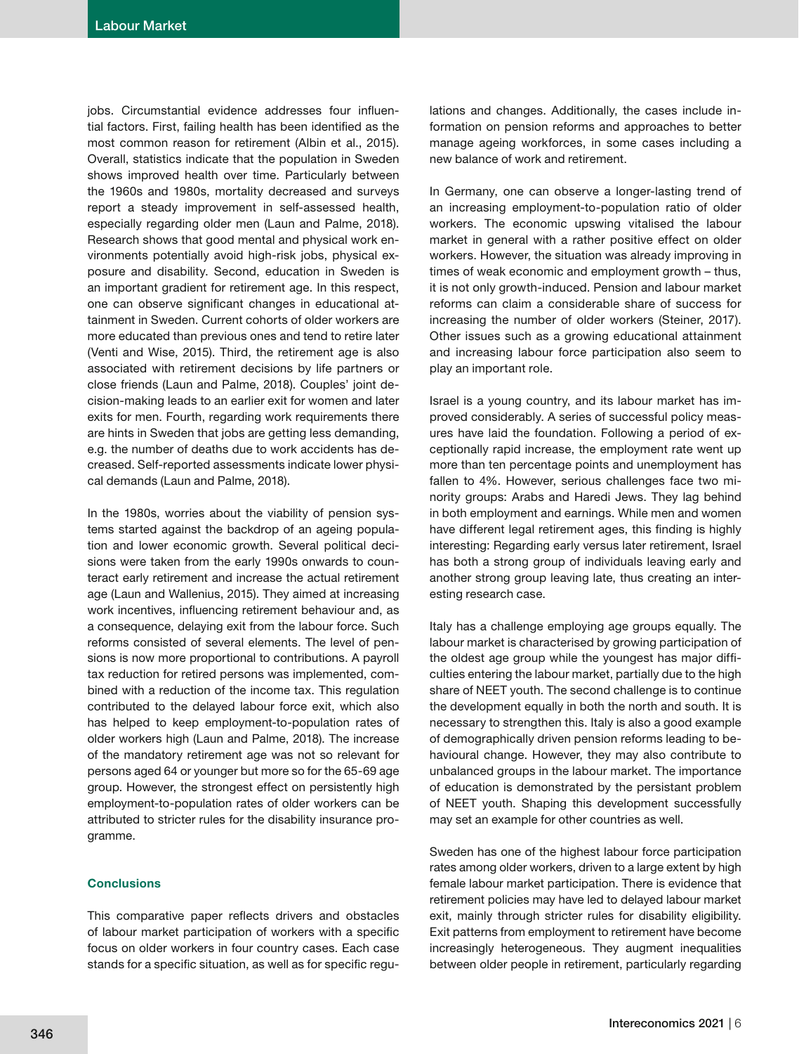jobs. Circumstantial evidence addresses four influential factors. First, failing health has been identified as the most common reason for retirement (Albin et al., 2015). Overall, statistics indicate that the population in Sweden shows improved health over time. Particularly between the 1960s and 1980s, mortality decreased and surveys report a steady improvement in self-assessed health, especially regarding older men (Laun and Palme, 2018). Research shows that good mental and physical work environments potentially avoid high-risk jobs, physical exposure and disability. Second, education in Sweden is an important gradient for retirement age. In this respect, one can observe significant changes in educational attainment in Sweden. Current cohorts of older workers are more educated than previous ones and tend to retire later (Venti and Wise, 2015). Third, the retirement age is also associated with retirement decisions by life partners or close friends (Laun and Palme, 2018). Couples' joint decision-making leads to an earlier exit for women and later exits for men. Fourth, regarding work requirements there are hints in Sweden that jobs are getting less demanding, e.g. the number of deaths due to work accidents has decreased. Self-reported assessments indicate lower physical demands (Laun and Palme, 2018).

In the 1980s, worries about the viability of pension systems started against the backdrop of an ageing population and lower economic growth. Several political decisions were taken from the early 1990s onwards to counteract early retirement and increase the actual retirement age (Laun and Wallenius, 2015). They aimed at increasing work incentives, influencing retirement behaviour and, as a consequence, delaying exit from the labour force. Such reforms consisted of several elements. The level of pensions is now more proportional to contributions. A payroll tax reduction for retired persons was implemented, combined with a reduction of the income tax. This regulation contributed to the delayed labour force exit, which also has helped to keep employment-to-population rates of older workers high (Laun and Palme, 2018). The increase of the mandatory retirement age was not so relevant for persons aged 64 or younger but more so for the 65-69 age group. However, the strongest effect on persistently high employment-to-population rates of older workers can be attributed to stricter rules for the disability insurance programme.

## Conclusions

This comparative paper reflects drivers and obstacles of labour market participation of workers with a specific focus on older workers in four country cases. Each case stands for a specific situation, as well as for specific regulations and changes. Additionally, the cases include information on pension reforms and approaches to better manage ageing workforces, in some cases including a new balance of work and retirement.

In Germany, one can observe a longer-lasting trend of an increasing employment-to-population ratio of older workers. The economic upswing vitalised the labour market in general with a rather positive effect on older workers. However, the situation was already improving in times of weak economic and employment growth – thus, it is not only growth-induced. Pension and labour market reforms can claim a considerable share of success for increasing the number of older workers (Steiner, 2017). Other issues such as a growing educational attainment and increasing labour force participation also seem to play an important role.

Israel is a young country, and its labour market has improved considerably. A series of successful policy measures have laid the foundation. Following a period of exceptionally rapid increase, the employment rate went up more than ten percentage points and unemployment has fallen to 4%. However, serious challenges face two minority groups: Arabs and Haredi Jews. They lag behind in both employment and earnings. While men and women have different legal retirement ages, this finding is highly interesting: Regarding early versus later retirement, Israel has both a strong group of individuals leaving early and another strong group leaving late, thus creating an interesting research case.

Italy has a challenge employing age groups equally. The labour market is characterised by growing participation of the oldest age group while the youngest has major difficulties entering the labour market, partially due to the high share of NEET youth. The second challenge is to continue the development equally in both the north and south. It is necessary to strengthen this. Italy is also a good example of demographically driven pension reforms leading to behaviour change. However, they may also contribute to unbalanced groups in the labour market. The importance of education is demonstrated by the persistant problem of NEET youth. Shaping this development successfully may set an example for other countries as well.

Sweden has one of the highest labour force participation rates among older workers, driven to a large extent by high female labour market participation. There is evidence that retirement policies may have led to delayed labour market exit, mainly through stricter rules for disability eligibility. Exit patterns from employment to retirement have become increasingly heterogeneous. They augment inequalities between older people in retirement, particularly regarding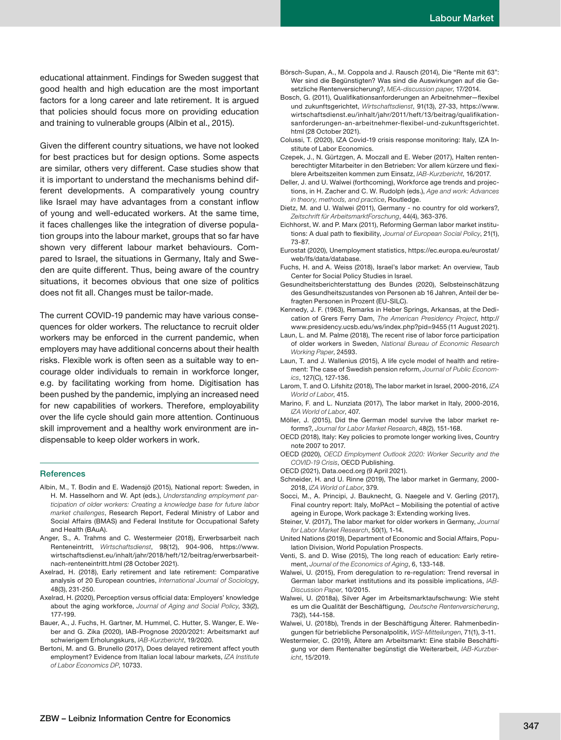educational attainment. Findings for Sweden suggest that good health and high education are the most important factors for a long career and late retirement. It is argued that policies should focus more on providing education and training to vulnerable groups (Albin et al., 2015).

Given the different country situations, we have not looked for best practices but for design options. Some aspects are similar, others very different. Case studies show that it is important to understand the mechanisms behind different developments. A comparatively young country like Israel may have advantages from a constant inflow of young and well-educated workers. At the same time, it faces challenges like the integration of diverse population groups into the labour market, groups that so far have shown very different labour market behaviours. Compared to Israel, the situations in Germany, Italy and Sweden are quite different. Thus, being aware of the country situations, it becomes obvious that one size of politics does not fit all. Changes must be tailor-made.

The current COVID-19 pandemic may have various consequences for older workers. The reluctance to recruit older workers may be enforced in the current pandemic, when employers may have additional concerns about their health risks. Flexible work is often seen as a suitable way to encourage older individuals to remain in workforce longer, e.g. by facilitating working from home. Digitisation has been pushed by the pandemic, implying an increased need for new capabilities of workers. Therefore, employability over the life cycle should gain more attention. Continuous skill improvement and a healthy work environment are indispensable to keep older workers in work.

## References

Albin, M., T. Bodin and E. Wadensjö (2015), National report: Sweden, in H. M. Hasselhorn and W. Apt (eds.), *Understanding employment participation of older workers: Creating a knowledge base for future labor market challenges*, Research Report, Federal Ministry of Labor and Social Affairs (BMAS) and Federal Institute for Occupational Safety and Health (BAuA).

Anger, S., A. Trahms and C. Westermeier (2018), Erwerbsarbeit nach Renteneintritt, *Wirtschaftsdienst*, 98(12), 904-906, https://www.wirtschaftsdienst.eu/inhalt/jahr/2018/heft/12/beitrag/erwerbsarbeit-nach-renteneintritt.html (28 October 2021).

Axelrad, H. (2018), Early retirement and late retirement: Comparative analysis of 20 European countries, *International Journal of Sociology*, 48(3), 231-250.

Axelrad, H. (2020), Perception versus official data: Employers' knowledge about the aging workforce, *Journal of Aging and Social Policy*, 33(2), 177-199.

Bauer, A., J. Fuchs, H. Gartner, M. Hummel, C. Hutter, S. Wanger, E. Weber and G. Zika (2020), IAB-Prognose 2020/2021: Arbeitsmarkt auf schwierigem Erholungskurs, *IAB-Kurzbericht*, 19/2020.

Bertoni, M. and G. Brunello (2017), Does delayed retirement affect youth employment? Evidence from Italian local labour markets, *IZA Institute of Labor Economics DP*, 10733.

Börsch-Supan, A., M. Coppola and J. Rausch (2014), Die "Rente mit 63": Wer sind die Begünstigten? Was sind die Auswirkungen auf die Gesetzliche Rentenversicherung?, *MEA-discussion paper*, 17/2014.

Bosch, G. (2011), Qualifikationsanforderungen an Arbeitnehmer—flexibel und zukunftsgerichtet, *Wirtschaftsdienst*, 91(13), 27-33, https://www.wirtschaftsdienst.eu/inhalt/jahr/2011/heft/13/beitrag/qualifikationsanforderungen-an-arbeitnehmer-flexibel-und-zukunftsgerichtet.html (28 October 2021).

Colussi, T. (2020), IZA Covid-19 crisis response monitoring: Italy, IZA Institute of Labor Economics.

Czepek, J., N. Gürtzgen, A. Moczall and E. Weber (2017), Halten rentenberechtigter Mitarbeiter in den Betrieben: Vor allem kürzere und flexiblere Arbeitszeiten kommen zum Einsatz, *IAB-Kurzbericht*, 16/2017.

Deller, J. and U. Walwei (forthcoming), Workforce age trends and projections, in H. Zacher and C. W. Rudolph (eds.), *Age and work: Advances in theory, methods, and practice*, Routledge.

Dietz, M. and U. Walwei (2011), Germany - no country for old workers?, *Zeitschrift für ArbeitsmarktForschung*, 44(4), 363-376.

Eichhorst, W. and P. Marx (2011), Reforming German labor market institutions: A dual path to flexibility, *Journal of European Social Policy*, 21(1), 73-87.

Eurostat (2020), Unemployment statistics, https://ec.europa.eu/eurostat/web/lfs/data/database.

Fuchs, H. and A. Weiss (2018), Israel's labor market: An overview, Taub Center for Social Policy Studies in Israel.

Gesundheitsberichterstattung des Bundes (2020), Selbsteinschätzung des Gesundheitszustandes von Personen ab 16 Jahren, Anteil der befragten Personen in Prozent (EU-SILC).

Kennedy, J. F. (1963), Remarks in Heber Springs, Arkansas, at the Dedication of Grers Ferry Dam, *The American Presidency Project*, http://www.presidency.ucsb.edu/ws/index.php?pid=9455 (11 August 2021).

Laun, L. and M. Palme (2018), The recent rise of labor force participation of older workers in Sweden, *National Bureau of Economic Research Working Paper*, 24593.

Laun, T. and J. Wallenius (2015), A life cycle model of health and retirement: The case of Swedish pension reform, *Journal of Public Economics*, 127(C), 127-136.

Larom, T. and O. Lifshitz (2018), The labor market in Israel, 2000-2016, *IZA World of Labor*, 415.

Marino, F. and L. Nunziata (2017), The labor market in Italy, 2000-2016, *IZA World of Labor*, 407.

Möller, J. (2015), Did the German model survive the labor market reforms?, *Journal for Labor Market Research*, 48(2), 151-168.

OECD (2018), Italy: Key policies to promote longer working lives, Country note 2007 to 2017.

OECD (2020), *OECD Employment Outlook 2020: Worker Security and the COVID-19 Crisis*, OECD Publishing.

OECD (2021), Data.oecd.org (9 April 2021).

Schneider, H. and U. Rinne (2019), The labor market in Germany, 2000-2018, *IZA World of Labor*, 379.

Socci, M., A. Principi, J. Bauknecht, G. Naegele and V. Gerling (2017), Final country report: Italy, MoPAct – Mobilising the potential of active ageing in Europe, Work package 3: Extending working lives.

Steiner, V. (2017), The labor market for older workers in Germany, *Journal for Labor Market Research*, 50(1), 1-14.

United Nations (2019), Department of Economic and Social Affairs, Population Division, World Population Prospects.

Venti, S. and D. Wise (2015), The long reach of education: Early retirement, *Journal of the Economics of Aging*, 6, 133-148.

Walwei, U. (2015), From deregulation to re-regulation: Trend reversal in German labor market institutions and its possible implications, *IAB-Discussion Paper*, 10/2015.

Walwei, U. (2018a), Silver Ager im Arbeitsmarktaufschwung: Wie steht es um die Qualität der Beschäftigung, *Deutsche Rentenversicherung*, 73(2), 144-158.

Walwei, U. (2018b), Trends in der Beschäftigung Älterer. Rahmenbedingungen für betriebliche Personalpolitik, *WSI-Mitteilungen*, 71(1), 3-11.

Westermeier, C. (2019), Ältere am Arbeitsmarkt: Eine stabile Beschäftigung vor dem Rentenalter begünstigt die Weiterarbeit, *IAB-Kurzbericht*, 15/2019.